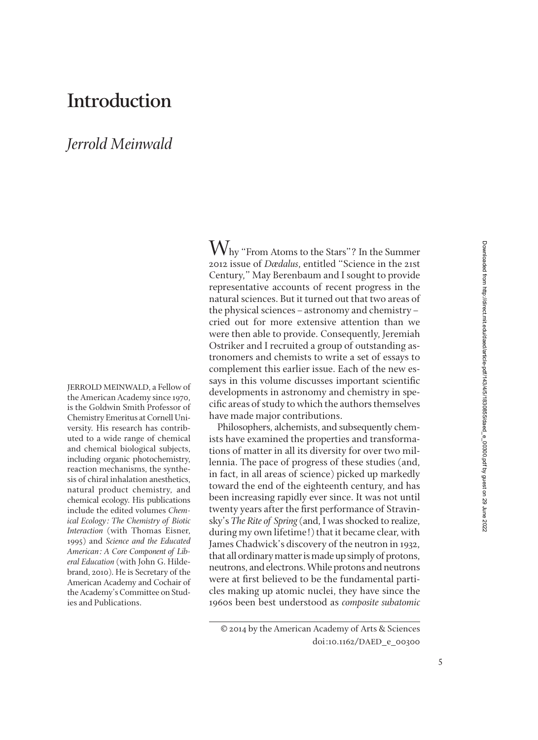# Introduction

## *Jerrold Meinwald*

JERROLD MEINWALD, a Fellow of the American Academy since 1970, is the Goldwin Smith Professor of Chemistry Emeritus at Cornell University. His research has contributed to a wide range of chemical and chemical biological subjects, including organic photochemistry, reaction mechanisms, the synthesis of chiral inhalation anesthetics, natural product chemistry, and chemical ecology. His publications include the edited volumes *Chemical Ecology: The Chemistry of Biotic Interaction* (with Thomas Eisner, 1995) and *Science and the Educated American: A Core Component of Liberal Education* (with John G. Hildebrand, 2010). He is Secretary of the American Academy and Cochair of the Academy's Committee on Studies and Publications.

Why "From Atoms to the Stars"? In the Summer 2012 issue of *Dædalus*, entitled "Science in the 21st Century," May Berenbaum and I sought to provide representative accounts of recent progress in the natural sciences. But it turned out that two areas of the physical sciences – astronomy and chemistry – cried out for more extensive attention than we were then able to provide. Consequently, Jeremiah Ostriker and I recruited a group of outstanding astronomers and chemists to write a set of essays to complement this earlier issue. Each of the new essays in this volume discusses important scientific developments in astronomy and chemistry in specific areas of study to which the authors themselves have made major contributions.

Philosophers, alchemists, and subsequently chemists have examined the properties and transformations of matter in all its diversity for over two millennia. The pace of progress of these studies (and, in fact, in all areas of science) picked up markedly toward the end of the eighteenth century, and has been increasing rapidly ever since. It was not until twenty years after the first performance of Stravinsky's *The Rite of Spring* (and, I was shocked to realize, during my own lifetime!) that it became clear, with James Chadwick's discovery of the neutron in 1932, that all ordinary matter is made up simply of protons, neutrons, and electrons. While protons and neutrons were at first believed to be the fundamental particles making up atomic nuclei, they have since the 1960s been best understood as *composite subatomic*

© 2014 by the American Academy of Arts & Sciences
doi:10.1162/DAED_e_00300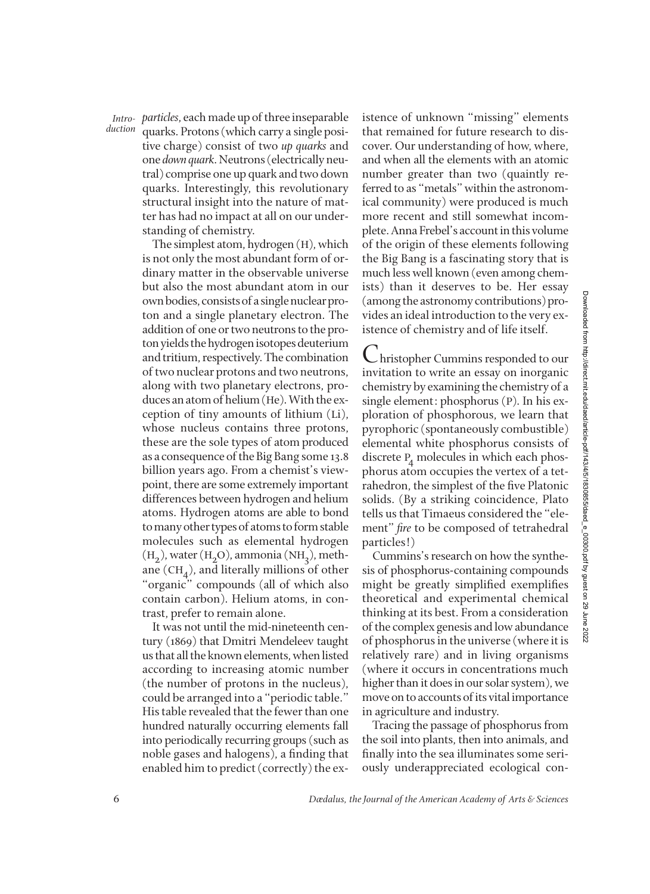*particles*, each made up of three inseparable quarks. Protons (which carry a single positive charge) consist of two *up quarks* and one *down quark*. Neutrons (electrically neutral) comprise one up quark and two down quarks. Interestingly, this revolutionary structural insight into the nature of matter has had no impact at all on our understanding of chemistry.

The simplest atom, hydrogen (H), which is not only the most abundant form of ordinary matter in the observable universe but also the most abundant atom in our own bodies, consists of a single nuclear proton and a single planetary electron. The addition of one or two neutrons to the proton yields the hydrogen isotopes deuterium and tritium, respectively. The combination of two nuclear protons and two neutrons, along with two planetary electrons, produces an atom of helium (He). With the exception of tiny amounts of lithium (Li), whose nucleus contains three protons, these are the sole types of atom produced as a consequence of the Big Bang some 13.8 billion years ago. From a chemist's viewpoint, there are some extremely important differences between hydrogen and helium atoms. Hydrogen atoms are able to bond to many other types of atoms to form stable molecules such as elemental hydrogen ($H_2$), water ($H_2O$), ammonia ($NH_3$), methane ($CH_4$), and literally millions of other "organic" compounds (all of which also contain carbon). Helium atoms, in contrast, prefer to remain alone.

It was not until the mid-nineteenth century (1869) that Dmitri Mendeleev taught us that all the known elements, when listed according to increasing atomic number (the number of protons in the nucleus), could be arranged into a "periodic table." His table revealed that the fewer than one hundred naturally occurring elements fall into periodically recurring groups (such as noble gases and halogens), a finding that enabled him to predict (correctly) the existence of unknown "missing" elements that remained for future research to discover. Our understanding of how, where, and when all the elements with an atomic number greater than two (quaintly referred to as "metals" within the astronomical community) were produced is much more recent and still somewhat incomplete. Anna Frebel's account in this volume of the origin of these elements following the Big Bang is a fascinating story that is much less well known (even among chemists) than it deserves to be. Her essay (among the astronomy contributions) provides an ideal introduction to the very existence of chemistry and of life itself.

Christopher Cummins responded to our invitation to write an essay on inorganic chemistry by examining the chemistry of a single element: phosphorus (P). In his exploration of phosphorous, we learn that pyrophoric (spontaneously combustible) elemental white phosphorus consists of discrete $P_4$ molecules in which each phosphorus atom occupies the vertex of a tetrahedron, the simplest of the five Platonic solids. (By a striking coincidence, Plato tells us that Timaeus considered the "element" *fire* to be composed of tetrahedral particles!)

Cummins's research on how the synthesis of phosphorus-containing compounds might be greatly simplified exemplifies theoretical and experimental chemical thinking at its best. From a consideration of the complex genesis and low abundance of phosphorus in the universe (where it is relatively rare) and in living organisms (where it occurs in concentrations much higher than it does in our solar system), we move on to accounts of its vital importance in agriculture and industry.

Tracing the passage of phosphorus from the soil into plants, then into animals, and finally into the sea illuminates some seriously underappreciated ecological con-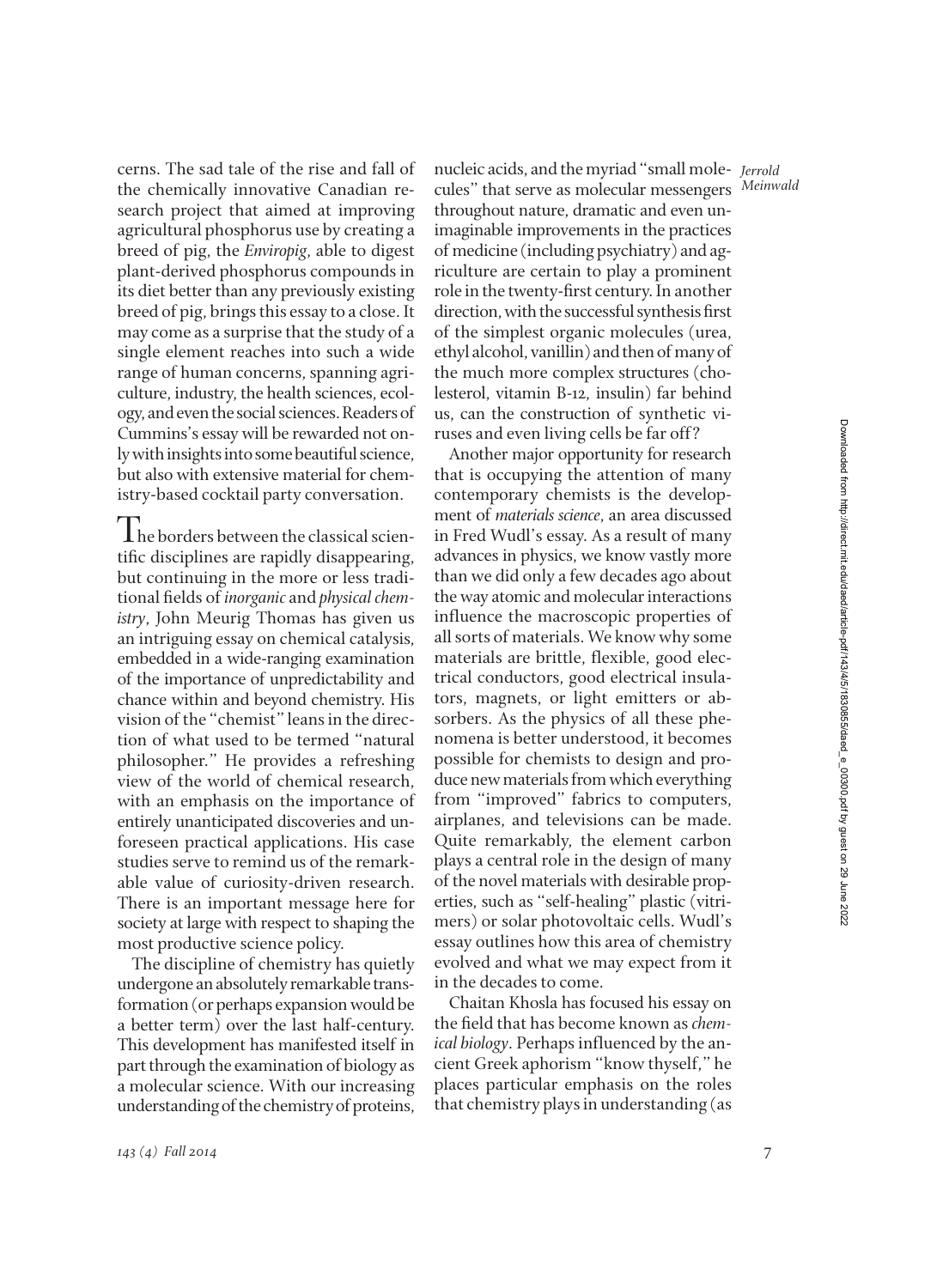cerns. The sad tale of the rise and fall of the chemically innovative Canadian research project that aimed at improving agricultural phosphorus use by creating a breed of pig, the *Enviropig*, able to digest plant-derived phosphorus compounds in its diet better than any previously existing breed of pig, brings this essay to a close. It may come as a surprise that the study of a single element reaches into such a wide range of human concerns, spanning agriculture, industry, the health sciences, ecology, and even the social sciences. Readers of Cummins's essay will be rewarded not only with insights into some beautiful science, but also with extensive material for chemistry-based cocktail party conversation.

The borders between the classical scientific disciplines are rapidly disappearing, but continuing in the more or less traditional fields of *inorganic* and *physical chemistry*, John Meurig Thomas has given us an intriguing essay on chemical catalysis, embedded in a wide-ranging examination of the importance of unpredictability and chance within and beyond chemistry. His vision of the "chemist" leans in the direction of what used to be termed "natural philosopher." He provides a refreshing view of the world of chemical research, with an emphasis on the importance of entirely unanticipated discoveries and unforeseen practical applications. His case studies serve to remind us of the remarkable value of curiosity-driven research. There is an important message here for society at large with respect to shaping the most productive science policy.

The discipline of chemistry has quietly undergone an absolutely remarkable transformation (or perhaps expansion would be a better term) over the last half-century. This development has manifested itself in part through the examination of biology as a molecular science. With our increasing understanding of the chemistry of proteins, nucleic acids, and the myriad "small molecules" that serve as molecular messengers throughout nature, dramatic and even unimaginable improvements in the practices of medicine (including psychiatry) and agriculture are certain to play a prominent role in the twenty-first century. In another direction, with the successful synthesis first of the simplest organic molecules (urea, ethyl alcohol, vanillin) and then of many of the much more complex structures (cholesterol, vitamin B-12, insulin) far behind us, can the construction of synthetic viruses and even living cells be far off?

Another major opportunity for research that is occupying the attention of many contemporary chemists is the development of *materials science*, an area discussed in Fred Wudl's essay. As a result of many advances in physics, we know vastly more than we did only a few decades ago about the way atomic and molecular interactions influence the macroscopic properties of all sorts of materials. We know why some materials are brittle, flexible, good electrical conductors, good electrical insulators, magnets, or light emitters or absorbers. As the physics of all these phenomena is better understood, it becomes possible for chemists to design and produce new materials from which everything from "improved" fabrics to computers, airplanes, and televisions can be made. Quite remarkably, the element carbon plays a central role in the design of many of the novel materials with desirable properties, such as "self-healing" plastic (vitrimers) or solar photovoltaic cells. Wudl's essay outlines how this area of chemistry evolved and what we may expect from it in the decades to come.

Chaitan Khosla has focused his essay on the field that has become known as *chemical biology*. Perhaps influenced by the ancient Greek aphorism "know thyself," he places particular emphasis on the roles that chemistry plays in understanding (as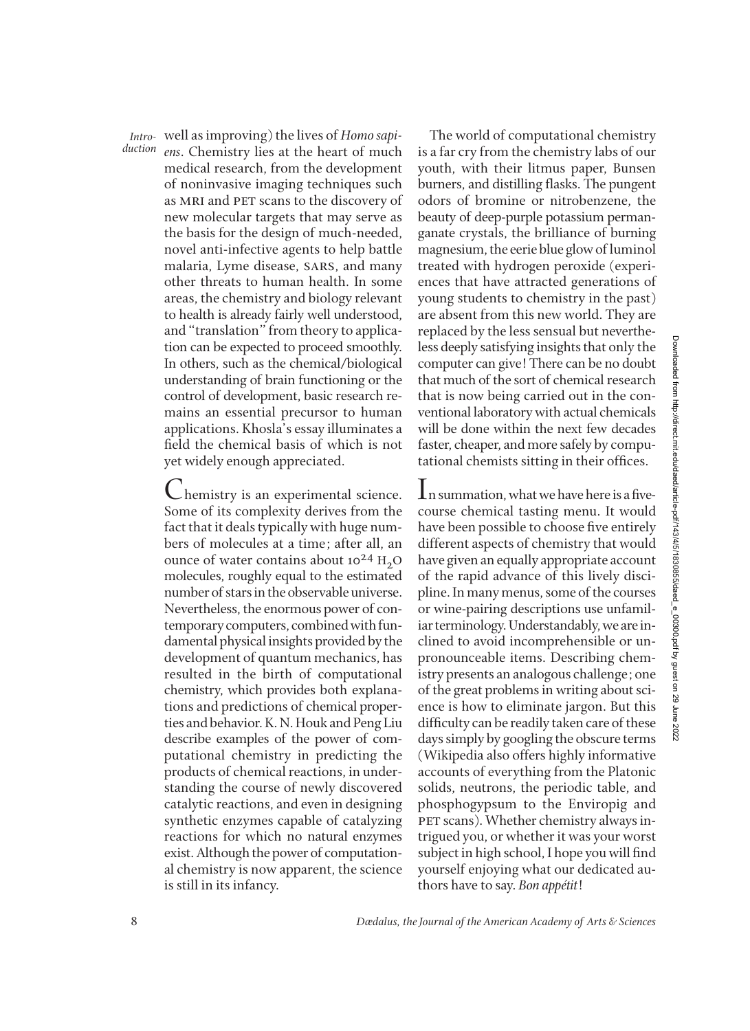well as improving) the lives of *Homo sapiens*. Chemistry lies at the heart of much medical research, from the development of noninvasive imaging techniques such as MRI and PET scans to the discovery of new molecular targets that may serve as the basis for the design of much-needed, novel anti-infective agents to help battle malaria, Lyme disease, SARS, and many other threats to human health. In some areas, the chemistry and biology relevant to health is already fairly well understood, and "translation" from theory to application can be expected to proceed smoothly. In others, such as the chemical/biological understanding of brain functioning or the control of development, basic research remains an essential precursor to human applications. Khosla's essay illuminates a field the chemical basis of which is not yet widely enough appreciated.

Chemistry is an experimental science. Some of its complexity derives from the fact that it deals typically with huge numbers of molecules at a time; after all, an ounce of water contains about $10^{24}$ $H_2O$ molecules, roughly equal to the estimated number of stars in the observable universe. Nevertheless, the enormous power of contemporary computers, combined with fundamental physical insights provided by the development of quantum mechanics, has resulted in the birth of computational chemistry, which provides both explanations and predictions of chemical properties and behavior. K. N. Houk and Peng Liu describe examples of the power of computational chemistry in predicting the products of chemical reactions, in understanding the course of newly discovered catalytic reactions, and even in designing synthetic enzymes capable of catalyzing reactions for which no natural enzymes exist. Although the power of computational chemistry is now apparent, the science is still in its infancy.

The world of computational chemistry is a far cry from the chemistry labs of our youth, with their litmus paper, Bunsen burners, and distilling flasks. The pungent odors of bromine or nitrobenzene, the beauty of deep-purple potassium permanganate crystals, the brilliance of burning magnesium, the eerie blue glow of luminol treated with hydrogen peroxide (experiences that have attracted generations of young students to chemistry in the past) are absent from this new world. They are replaced by the less sensual but nevertheless deeply satisfying insights that only the computer can give! There can be no doubt that much of the sort of chemical research that is now being carried out in the conventional laboratory with actual chemicals will be done within the next few decades faster, cheaper, and more safely by computational chemists sitting in their offices.

In summation, what we have here is a five-course chemical tasting menu. It would have been possible to choose five entirely different aspects of chemistry that would have given an equally appropriate account of the rapid advance of this lively discipline. In many menus, some of the courses or wine-pairing descriptions use unfamiliar terminology. Understandably, we are inclined to avoid incomprehensible or unpronounceable items. Describing chemistry presents an analogous challenge; one of the great problems in writing about science is how to eliminate jargon. But this difficulty can be readily taken care of these days simply by googling the obscure terms (Wikipedia also offers highly informative accounts of everything from the Platonic solids, neutrons, the periodic table, and phosphogypsum to the Enviropig and PET scans). Whether chemistry always intrigued you, or whether it was your worst subject in high school, I hope you will find yourself enjoying what our dedicated authors have to say. *Bon appétit*!